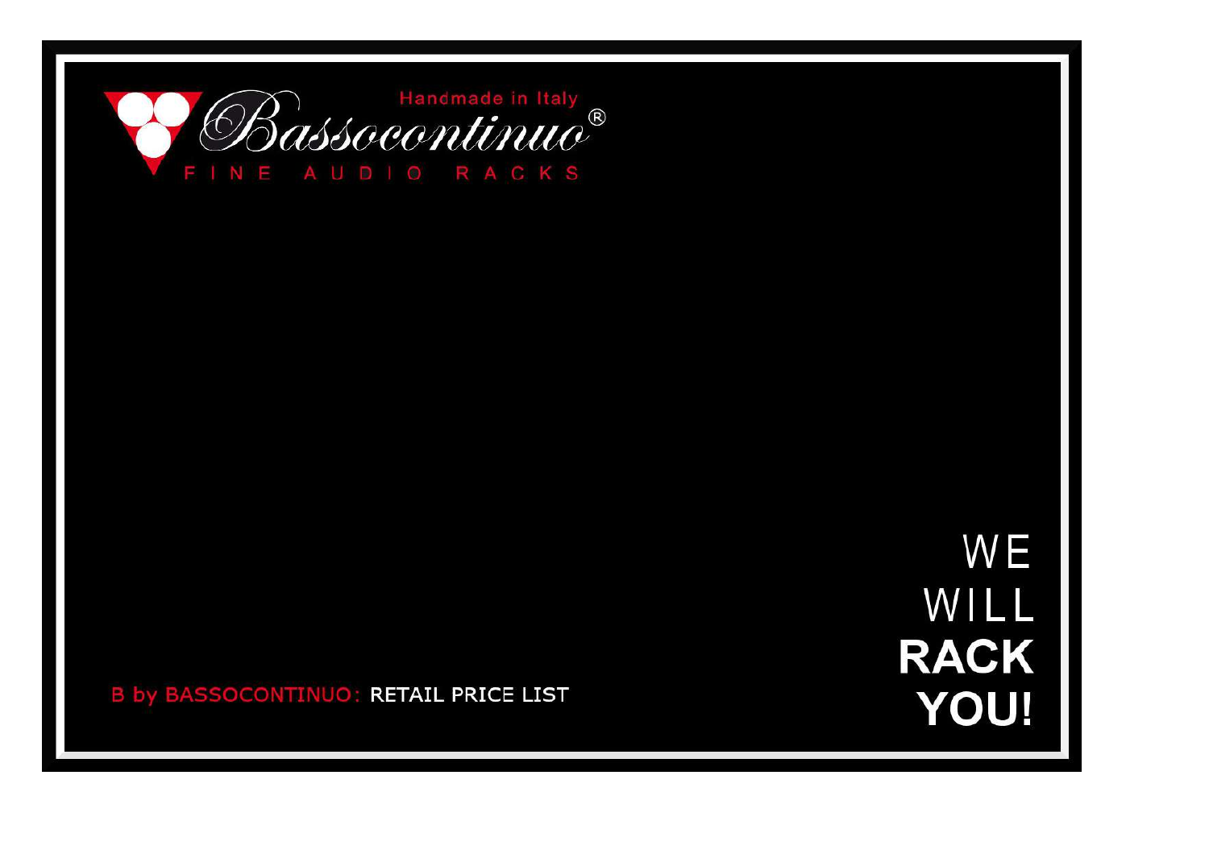Handmade in Italy

# Bassocontinuo®

FINE AUDIO RACKS

WE
WILL
**RACK**
**YOU!**

B by BASSOCONTINUO: RETAIL PRICE LIST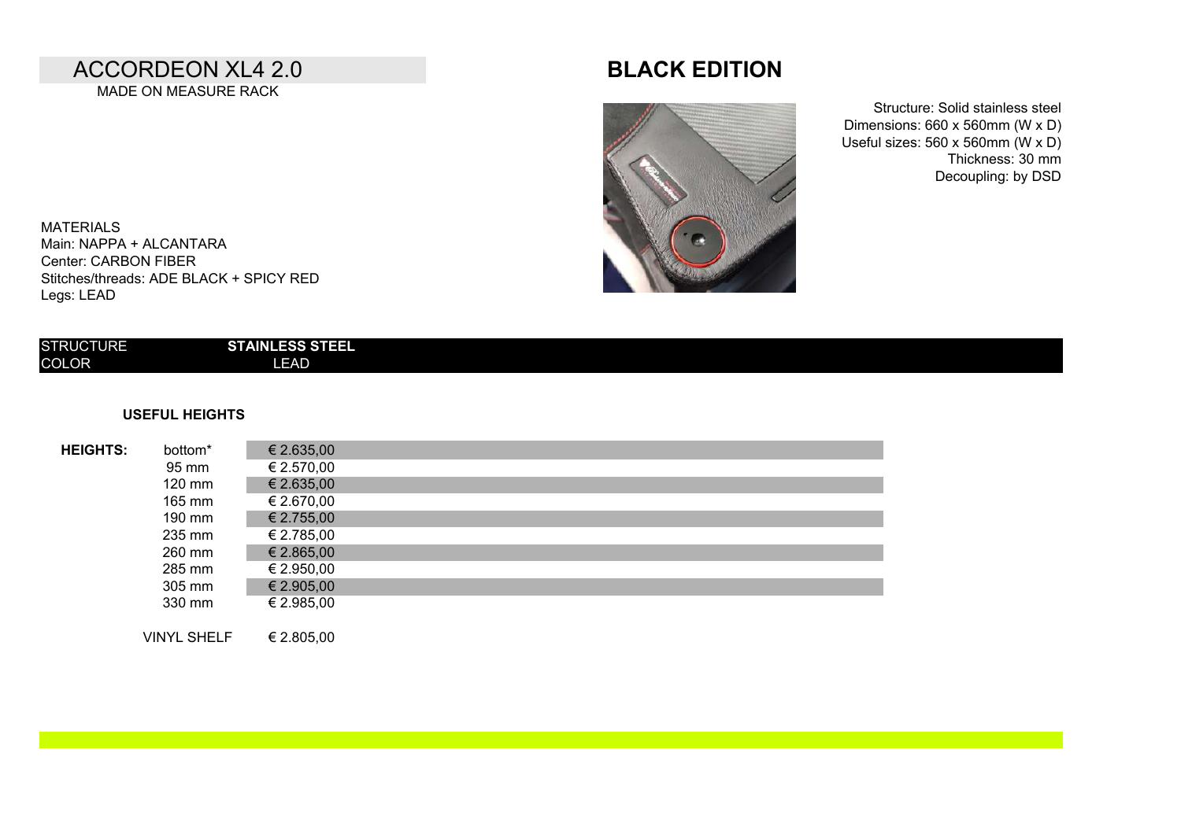# ACCORDEON XL4 2.0

MADE ON MEASURE RACK

## BLACK EDITION

Structure: Solid stainless steel
Dimensions: 660 x 560mm (W x D)
Useful sizes: 560 x 560mm (W x D)
Thickness: 30 mm
Decoupling: by DSD

MATERIALS
Main: NAPPA + ALCANTARA
Center: CARBON FIBER
Stitches/threads: ADE BLACK + SPICY RED
Legs: LEAD

| STRUCTURE | STAINLESS STEEL |
| --- | --- |
| COLOR | LEAD |

**USEFUL HEIGHTS**

| **HEIGHTS:** | | |
| --- | --- | --- |
| | bottom* | € 2.635,00 |
| | 95 mm | € 2.570,00 |
| | 120 mm | € 2.635,00 |
| | 165 mm | € 2.670,00 |
| | 190 mm | € 2.755,00 |
| | 235 mm | € 2.785,00 |
| | 260 mm | € 2.865,00 |
| | 285 mm | € 2.950,00 |
| | 305 mm | € 2.905,00 |
| | 330 mm | € 2.985,00 |
| | | |
| | VINYL SHELF | € 2.805,00 |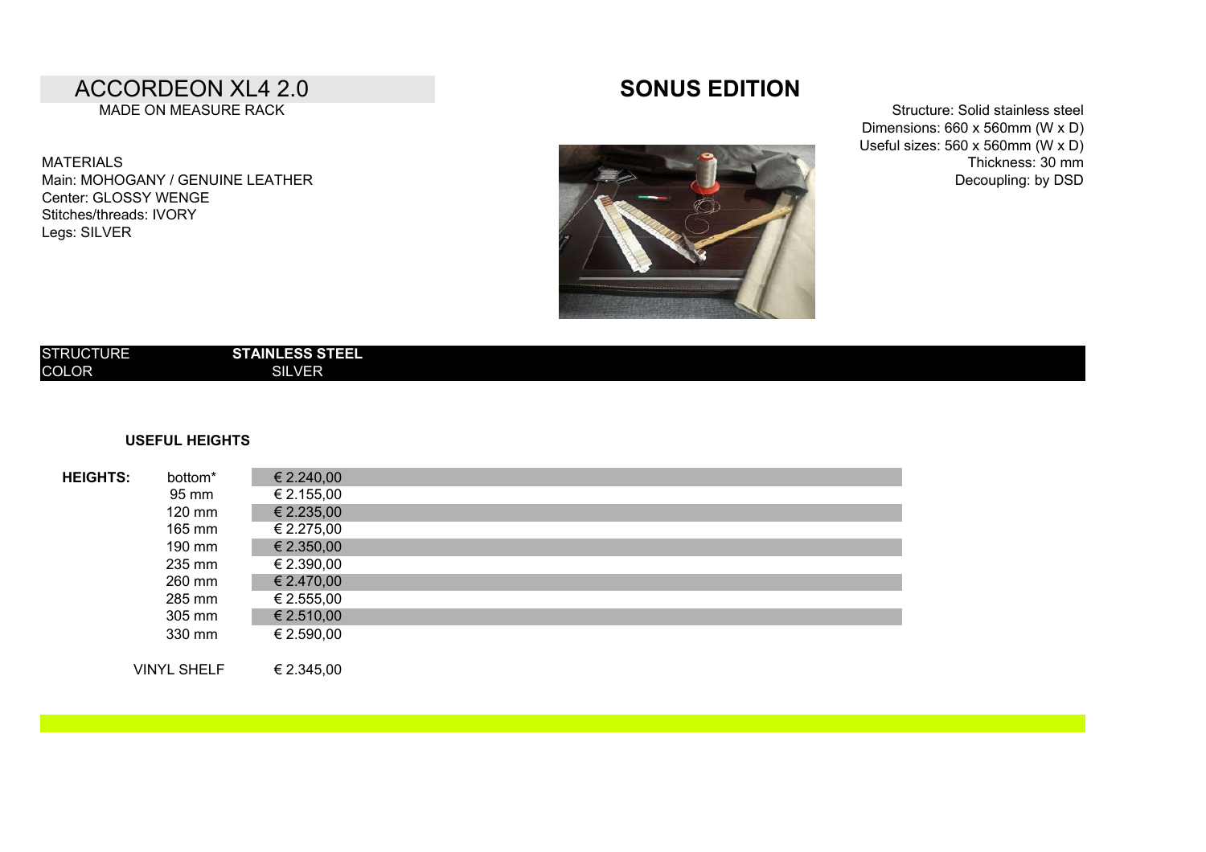# ACCORDEON XL4 2.0

MADE ON MEASURE RACK

# SONUS EDITION

Structure: Solid stainless steel
Dimensions: 660 x 560mm (W x D)
Useful sizes: 560 x 560mm (W x D)
Thickness: 30 mm
Decoupling: by DSD

MATERIALS
Main: MOHOGANY / GENUINE LEATHER
Center: GLOSSY WENGE
Stitches/threads: IVORY
Legs: SILVER

| STRUCTURE | **STAINLESS STEEL** |
|---|---|
| COLOR | SILVER |

**USEFUL HEIGHTS**

| **HEIGHTS:** | | |
|---|---|---|
| | bottom* | € 2.240,00 |
| | 95 mm | € 2.155,00 |
| | 120 mm | € 2.235,00 |
| | 165 mm | € 2.275,00 |
| | 190 mm | € 2.350,00 |
| | 235 mm | € 2.390,00 |
| | 260 mm | € 2.470,00 |
| | 285 mm | € 2.555,00 |
| | 305 mm | € 2.510,00 |
| | 330 mm | € 2.590,00 |
| | VINYL SHELF | € 2.345,00 |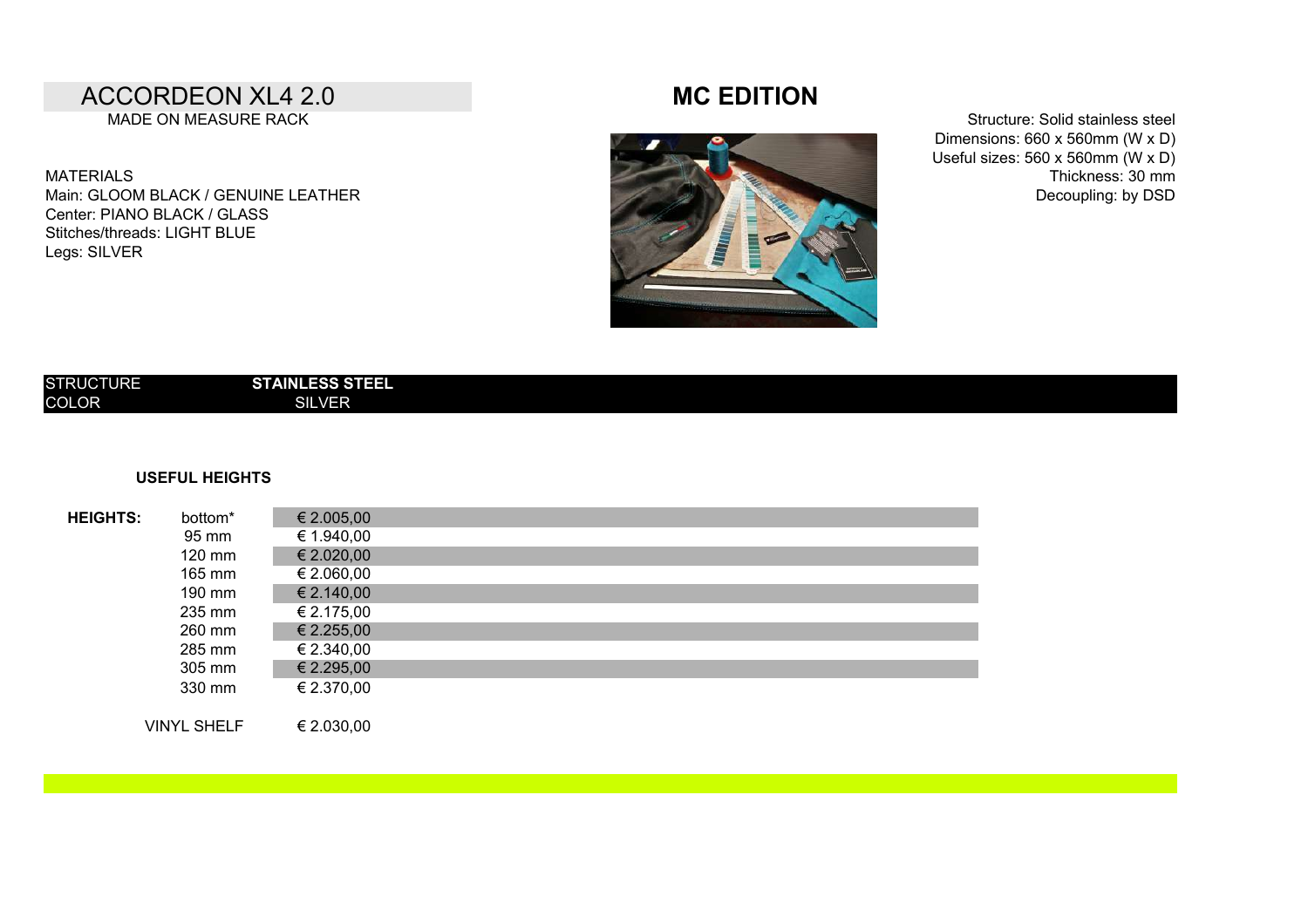# ACCORDEON XL4 2.0

MADE ON MEASURE RACK

# MC EDITION

Structure: Solid stainless steel
Dimensions: 660 x 560mm (W x D)
Useful sizes: 560 x 560mm (W x D)
Thickness: 30 mm
Decoupling: by DSD

MATERIALS
Main: GLOOM BLACK / GENUINE LEATHER
Center: PIANO BLACK / GLASS
Stitches/threads: LIGHT BLUE
Legs: SILVER

| STRUCTURE | **STAINLESS STEEL** |
|---|---|
| COLOR | SILVER |

**USEFUL HEIGHTS**

| **HEIGHTS:** | | |
|---|---|---|
| | bottom* | € 2.005,00 |
| | 95 mm | € 1.940,00 |
| | 120 mm | € 2.020,00 |
| | 165 mm | € 2.060,00 |
| | 190 mm | € 2.140,00 |
| | 235 mm | € 2.175,00 |
| | 260 mm | € 2.255,00 |
| | 285 mm | € 2.340,00 |
| | 305 mm | € 2.295,00 |
| | 330 mm | € 2.370,00 |
| | VINYL SHELF | € 2.030,00 |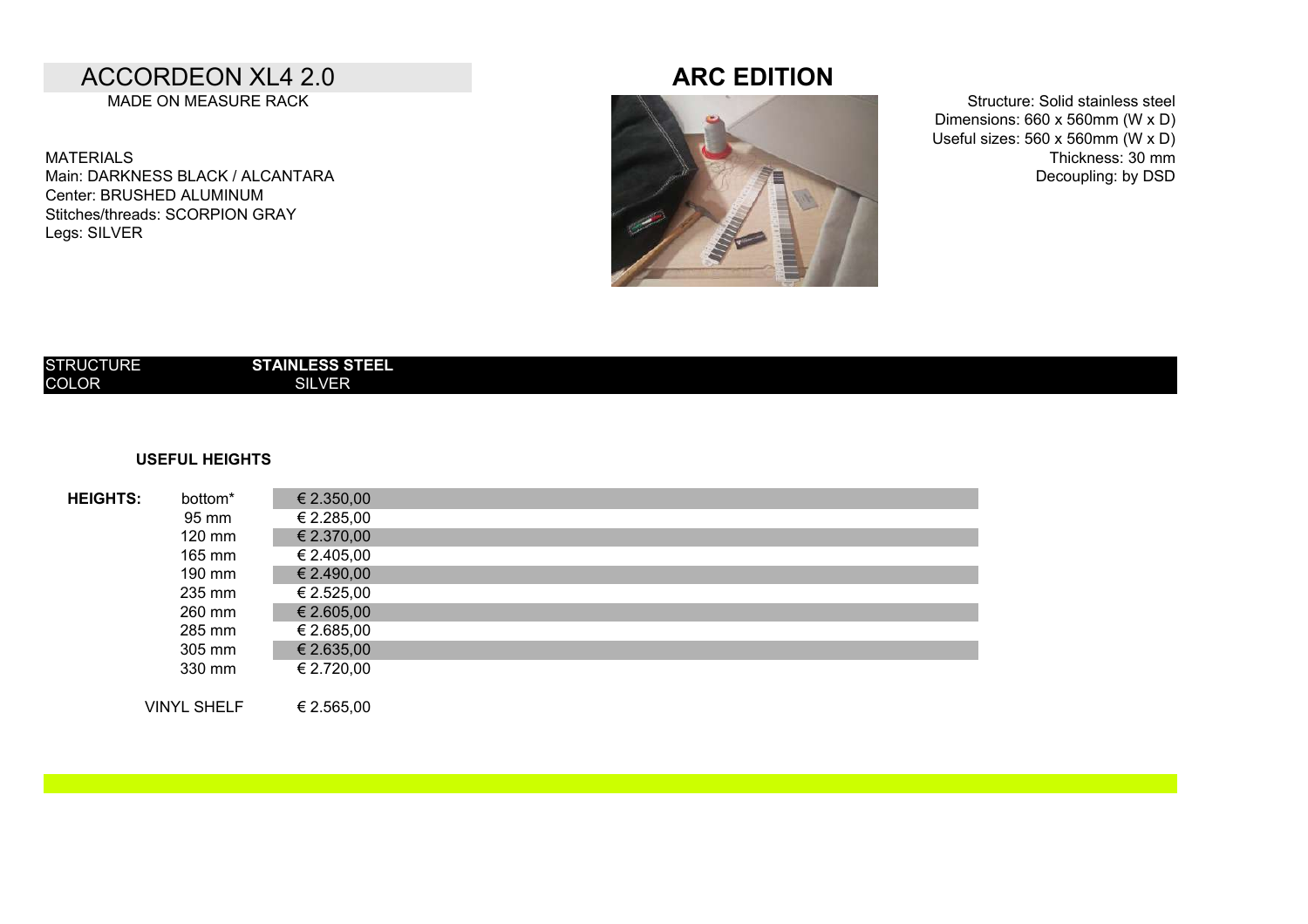# ACCORDEON XL4 2.0

MADE ON MEASURE RACK

## ARC EDITION

MATERIALS
Main: DARKNESS BLACK / ALCANTARA
Center: BRUSHED ALUMINUM
Stitches/threads: SCORPION GRAY
Legs: SILVER

Structure: Solid stainless steel
Dimensions: 660 x 560mm (W x D)
Useful sizes: 560 x 560mm (W x D)
Thickness: 30 mm
Decoupling: by DSD

| STRUCTURE | **STAINLESS STEEL** |
|---|---|
| COLOR | SILVER |

**USEFUL HEIGHTS**

| **HEIGHTS:** | | |
|---|---|---|
| | bottom* | € 2.350,00 |
| | 95 mm | € 2.285,00 |
| | 120 mm | € 2.370,00 |
| | 165 mm | € 2.405,00 |
| | 190 mm | € 2.490,00 |
| | 235 mm | € 2.525,00 |
| | 260 mm | € 2.605,00 |
| | 285 mm | € 2.685,00 |
| | 305 mm | € 2.635,00 |
| | 330 mm | € 2.720,00 |
| | VINYL SHELF | € 2.565,00 |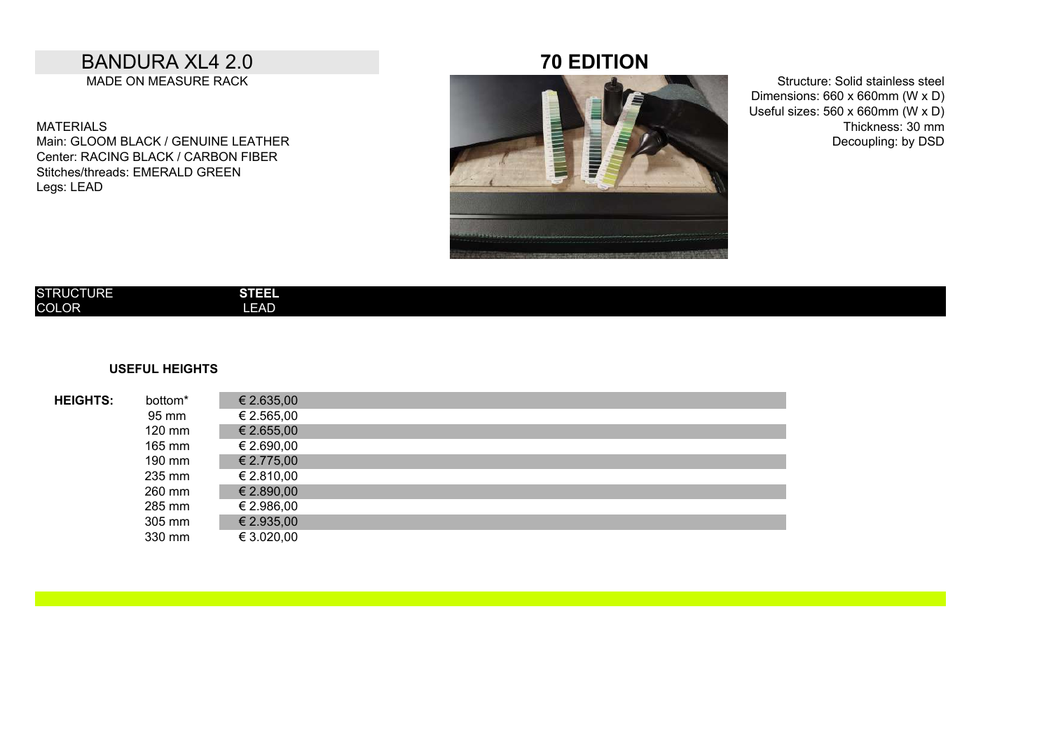# BANDURA XL4 2.0

MADE ON MEASURE RACK

## 70 EDITION

MATERIALS
Main: GLOOM BLACK / GENUINE LEATHER
Center: RACING BLACK / CARBON FIBER
Stitches/threads: EMERALD GREEN
Legs: LEAD

Structure: Solid stainless steel
Dimensions: 660 x 660mm (W x D)
Useful sizes: 560 x 660mm (W x D)
Thickness: 30 mm
Decoupling: by DSD

| STRUCTURE | **STEEL** |
|---|---|
| COLOR | LEAD |

**USEFUL HEIGHTS**

| **HEIGHTS:** | | |
|---|---|---|
| | bottom* | € 2.635,00 |
| | 95 mm | € 2.565,00 |
| | 120 mm | € 2.655,00 |
| | 165 mm | € 2.690,00 |
| | 190 mm | € 2.775,00 |
| | 235 mm | € 2.810,00 |
| | 260 mm | € 2.890,00 |
| | 285 mm | € 2.986,00 |
| | 305 mm | € 2.935,00 |
| | 330 mm | € 3.020,00 |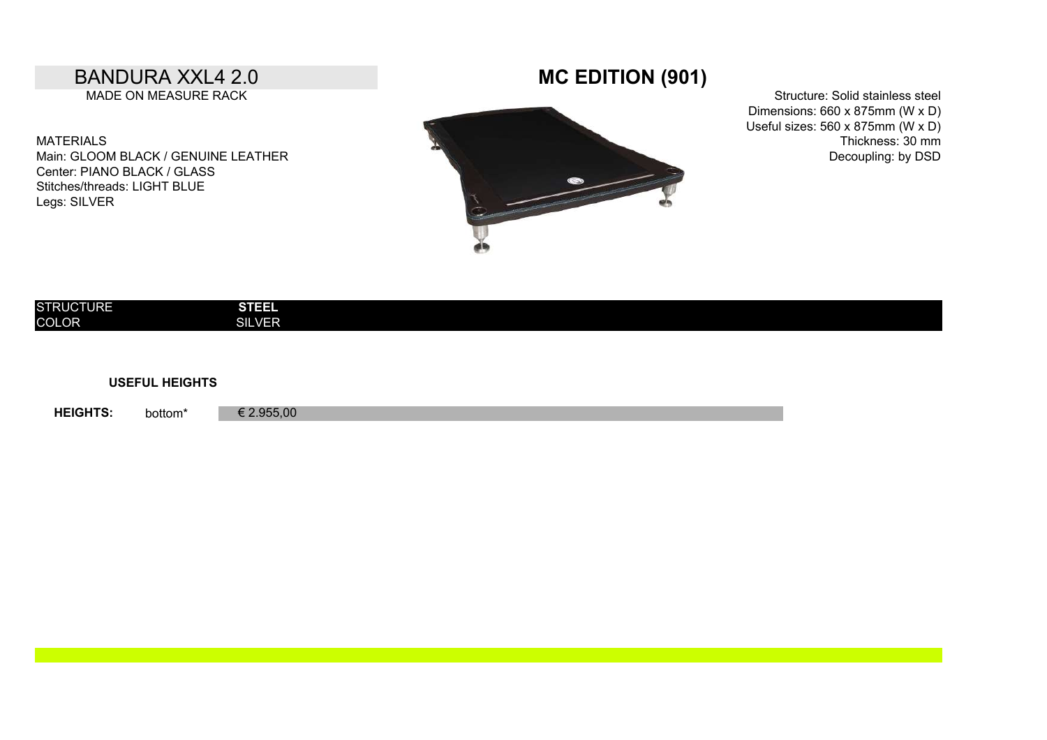# BANDURA XXL4 2.0

MADE ON MEASURE RACK

## MC EDITION (901)

Structure: Solid stainless steel
Dimensions: 660 x 875mm (W x D)
Useful sizes: 560 x 875mm (W x D)
Thickness: 30 mm
Decoupling: by DSD

MATERIALS
Main: GLOOM BLACK / GENUINE LEATHER
Center: PIANO BLACK / GLASS
Stitches/threads: LIGHT BLUE
Legs: SILVER

| STRUCTURE | **STEEL** |
|---|---|
| COLOR | SILVER |

**USEFUL HEIGHTS**

| **HEIGHTS:** | bottom* | € 2.955,00 |
|---|---|---|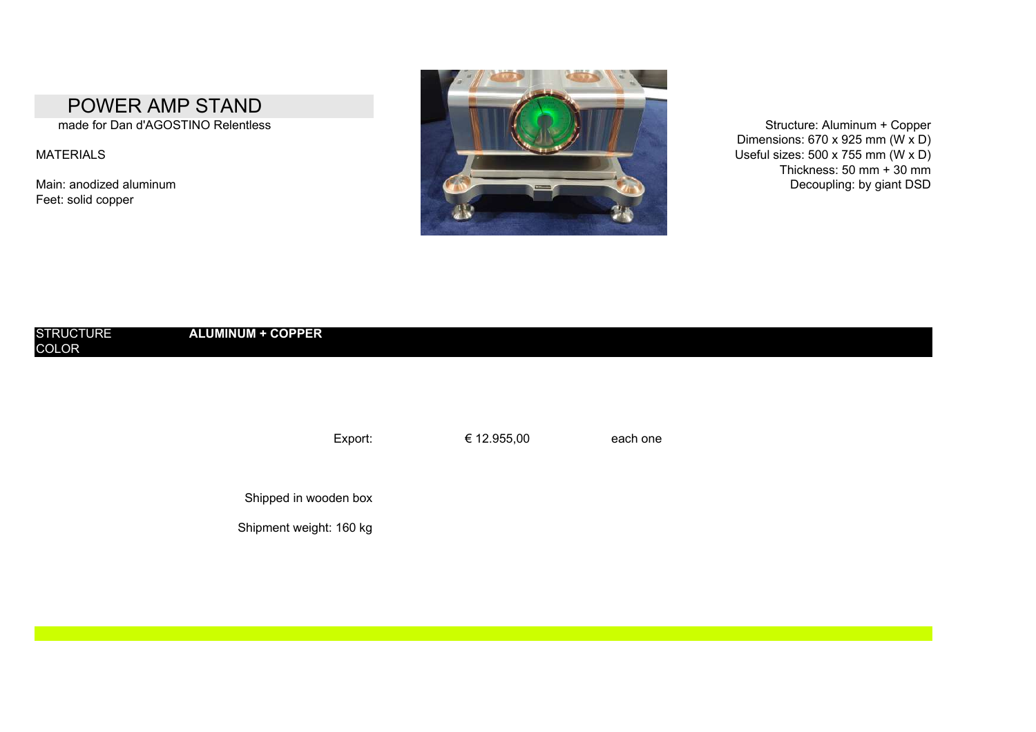# POWER AMP STAND

made for Dan d'AGOSTINO Relentless

MATERIALS

Main: anodized aluminum
Feet: solid copper

Structure: Aluminum + Copper
Dimensions: 670 x 925 mm (W x D)
Useful sizes: 500 x 755 mm (W x D)
Thickness: 50 mm + 30 mm
Decoupling: by giant DSD

| STRUCTURE | **ALUMINUM + COPPER** |
| --- | --- |
| COLOR | |

Export: € 12.955,00 each one

Shipped in wooden box

Shipment weight: 160 kg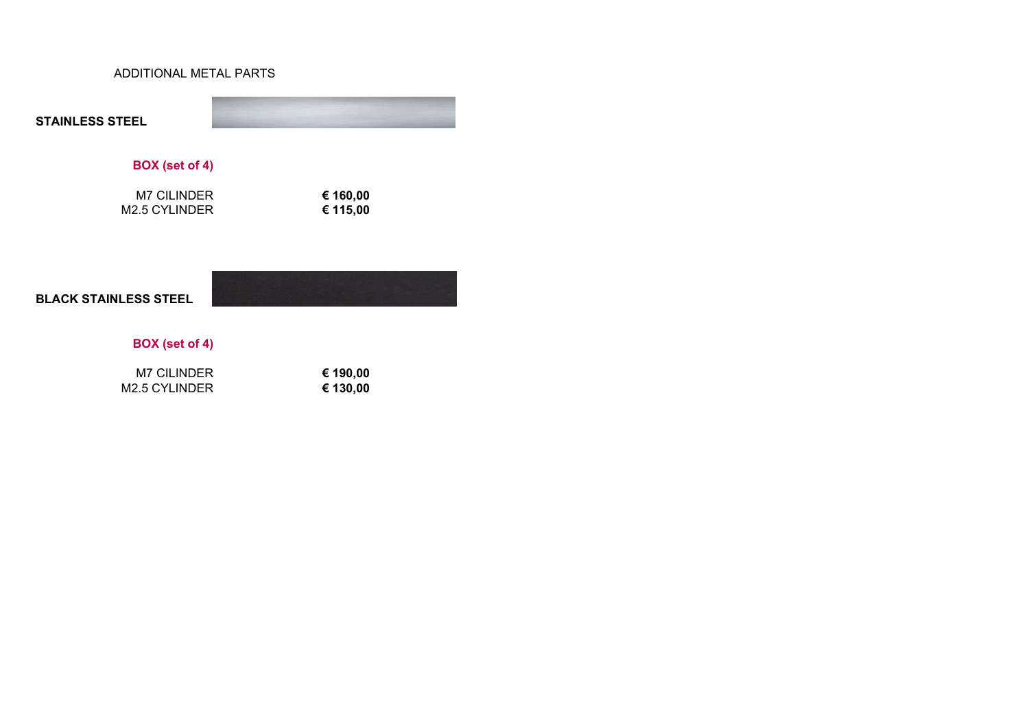ADDITIONAL METAL PARTS

**STAINLESS STEEL**

**BOX (set of 4)**

| | |
|---|---|
| M7 CILINDER | **€ 160,00** |
| M2.5 CYLINDER | **€ 115,00** |

**BLACK STAINLESS STEEL**

**BOX (set of 4)**

| | |
|---|---|
| M7 CILINDER | **€ 190,00** |
| M2.5 CYLINDER | **€ 130,00** |